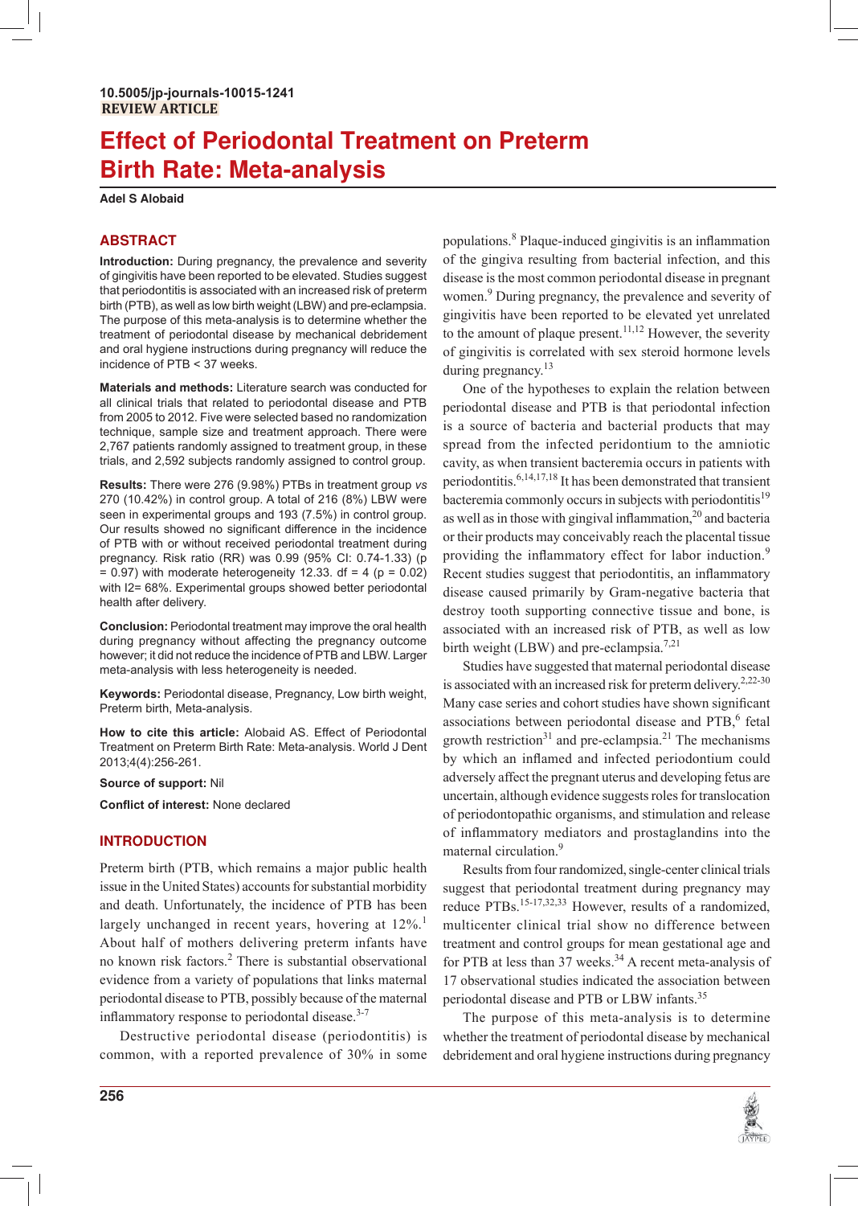10.5005/jp-journals-10015-1241

**REVIEW ARTICLE**

# Effect of Periodontal Treatment on Preterm Birth Rate: Meta-analysis

**Adel S Alobaid**

## ABSTRACT

**Introduction:** During pregnancy, the prevalence and severity of gingivitis have been reported to be elevated. Studies suggest that periodontitis is associated with an increased risk of preterm birth (PTB), as well as low birth weight (LBW) and pre-eclampsia. The purpose of this meta-analysis is to determine whether the treatment of periodontal disease by mechanical debridement and oral hygiene instructions during pregnancy will reduce the incidence of PTB < 37 weeks.

**Materials and methods:** Literature search was conducted for all clinical trials that related to periodontal disease and PTB from 2005 to 2012. Five were selected based no randomization technique, sample size and treatment approach. There were 2,767 patients randomly assigned to treatment group, in these trials, and 2,592 subjects randomly assigned to control group.

**Results:** There were 276 (9.98%) PTBs in treatment group *vs* 270 (10.42%) in control group. A total of 216 (8%) LBW were seen in experimental groups and 193 (7.5%) in control group. Our results showed no significant difference in the incidence of PTB with or without received periodontal treatment during pregnancy. Risk ratio (RR) was 0.99 (95% CI: 0.74-1.33) (p = 0.97) with moderate heterogeneity 12.33. df = 4 (p = 0.02) with I2= 68%. Experimental groups showed better periodontal health after delivery.

**Conclusion:** Periodontal treatment may improve the oral health during pregnancy without affecting the pregnancy outcome however; it did not reduce the incidence of PTB and LBW. Larger meta-analysis with less heterogeneity is needed.

**Keywords:** Periodontal disease, Pregnancy, Low birth weight, Preterm birth, Meta-analysis.

**How to cite this article:** Alobaid AS. Effect of Periodontal Treatment on Preterm Birth Rate: Meta-analysis. World J Dent 2013;4(4):256-261.

**Source of support:** Nil

**Conflict of interest:** None declared

## INTRODUCTION

Preterm birth (PTB, which remains a major public health issue in the United States) accounts for substantial morbidity and death. Unfortunately, the incidence of PTB has been largely unchanged in recent years, hovering at 12%.[1] About half of mothers delivering preterm infants have no known risk factors.[2] There is substantial observational evidence from a variety of populations that links maternal periodontal disease to PTB, possibly because of the maternal inflammatory response to periodontal disease.[3-7]

Destructive periodontal disease (periodontitis) is common, with a reported prevalence of 30% in some populations.[8] Plaque-induced gingivitis is an inflammation of the gingiva resulting from bacterial infection, and this disease is the most common periodontal disease in pregnant women.[9] During pregnancy, the prevalence and severity of gingivitis have been reported to be elevated yet unrelated to the amount of plaque present.[11,12] However, the severity of gingivitis is correlated with sex steroid hormone levels during pregnancy.[13]

One of the hypotheses to explain the relation between periodontal disease and PTB is that periodontal infection is a source of bacteria and bacterial products that may spread from the infected peridontium to the amniotic cavity, as when transient bacteremia occurs in patients with periodontitis.[6,14,17,18] It has been demonstrated that transient bacteremia commonly occurs in subjects with periodontitis[19] as well as in those with gingival inflammation,[20] and bacteria or their products may conceivably reach the placental tissue providing the inflammatory effect for labor induction.[9] Recent studies suggest that periodontitis, an inflammatory disease caused primarily by Gram-negative bacteria that destroy tooth supporting connective tissue and bone, is associated with an increased risk of PTB, as well as low birth weight (LBW) and pre-eclampsia.[7,21]

Studies have suggested that maternal periodontal disease is associated with an increased risk for preterm delivery.[2,22-30] Many case series and cohort studies have shown significant associations between periodontal disease and PTB,[6] fetal growth restriction[31] and pre-eclampsia.[21] The mechanisms by which an inflamed and infected periodontium could adversely affect the pregnant uterus and developing fetus are uncertain, although evidence suggests roles for translocation of periodontopathic organisms, and stimulation and release of inflammatory mediators and prostaglandins into the maternal circulation.[9]

Results from four randomized, single-center clinical trials suggest that periodontal treatment during pregnancy may reduce PTBs.[15-17,32,33] However, results of a randomized, multicenter clinical trial show no difference between treatment and control groups for mean gestational age and for PTB at less than 37 weeks.[34] A recent meta-analysis of 17 observational studies indicated the association between periodontal disease and PTB or LBW infants.[35]

The purpose of this meta-analysis is to determine whether the treatment of periodontal disease by mechanical debridement and oral hygiene instructions during pregnancy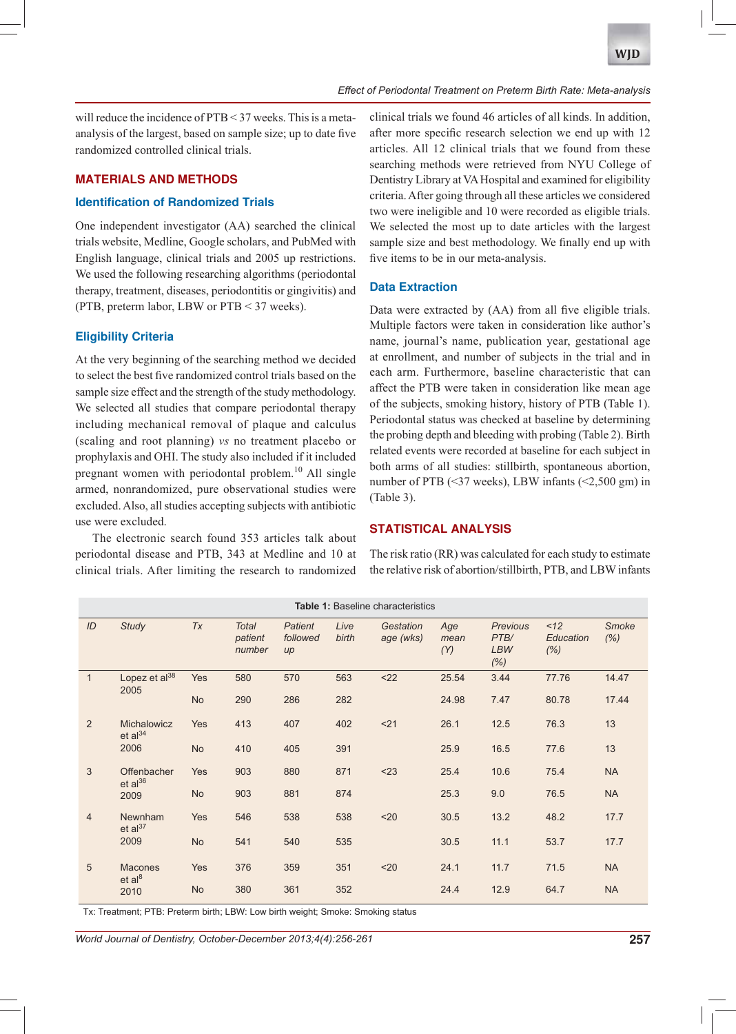will reduce the incidence of PTB < 37 weeks. This is a meta-analysis of the largest, based on sample size; up to date five randomized controlled clinical trials.

## MATERIALS AND METHODS

### Identification of Randomized Trials

One independent investigator (AA) searched the clinical trials website, Medline, Google scholars, and PubMed with English language, clinical trials and 2005 up restrictions. We used the following researching algorithms (periodontal therapy, treatment, diseases, periodontitis or gingivitis) and (PTB, preterm labor, LBW or PTB < 37 weeks).

### Eligibility Criteria

At the very beginning of the searching method we decided to select the best five randomized control trials based on the sample size effect and the strength of the study methodology. We selected all studies that compare periodontal therapy including mechanical removal of plaque and calculus (scaling and root planning) *vs* no treatment placebo or prophylaxis and OHI. The study also included if it included pregnant women with periodontal problem.[10] All single armed, nonrandomized, pure observational studies were excluded. Also, all studies accepting subjects with antibiotic use were excluded.

The electronic search found 353 articles talk about periodontal disease and PTB, 343 at Medline and 10 at clinical trials. After limiting the research to randomized clinical trials we found 46 articles of all kinds. In addition, after more specific research selection we end up with 12 articles. All 12 clinical trials that we found from these searching methods were retrieved from NYU College of Dentistry Library at VA Hospital and examined for eligibility criteria. After going through all these articles we considered two were ineligible and 10 were recorded as eligible trials. We selected the most up to date articles with the largest sample size and best methodology. We finally end up with five items to be in our meta-analysis.

### Data Extraction

Data were extracted by (AA) from all five eligible trials. Multiple factors were taken in consideration like author's name, journal's name, publication year, gestational age at enrollment, and number of subjects in the trial and in each arm. Furthermore, baseline characteristic that can affect the PTB were taken in consideration like mean age of the subjects, smoking history, history of PTB (Table 1). Periodontal status was checked at baseline by determining the probing depth and bleeding with probing (Table 2). Birth related events were recorded at baseline for each subject in both arms of all studies: stillbirth, spontaneous abortion, number of PTB (<37 weeks), LBW infants (<2,500 gm) in (Table 3).

## STATISTICAL ANALYSIS

The risk ratio (RR) was calculated for each study to estimate the relative risk of abortion/stillbirth, PTB, and LBW infants

**Table 1:** Baseline characteristics

| ID | Study | Tx | Total patient number | Patient followed up | Live birth | Gestation age (wks) | Age mean (Y) | Previous PTB/LBW (%) | <12 Education (%) | Smoke (%) |
|---|---|---|---|---|---|---|---|---|---|---|
| 1 | Lopez et al[38] 2005 | Yes | 580 | 570 | 563 | <22 | 25.54 | 3.44 | 77.76 | 14.47 |
| | | No | 290 | 286 | 282 | | 24.98 | 7.47 | 80.78 | 17.44 |
| 2 | Michalowicz et al[34] 2006 | Yes | 413 | 407 | 402 | <21 | 26.1 | 12.5 | 76.3 | 13 |
| | | No | 410 | 405 | 391 | | 25.9 | 16.5 | 77.6 | 13 |
| 3 | Offenbacher et al[36] 2009 | Yes | 903 | 880 | 871 | <23 | 25.4 | 10.6 | 75.4 | NA |
| | | No | 903 | 881 | 874 | | 25.3 | 9.0 | 76.5 | NA |
| 4 | Newnham et al[37] 2009 | Yes | 546 | 538 | 538 | <20 | 30.5 | 13.2 | 48.2 | 17.7 |
| | | No | 541 | 540 | 535 | | 30.5 | 11.1 | 53.7 | 17.7 |
| 5 | Macones et al[8] 2010 | Yes | 376 | 359 | 351 | <20 | 24.1 | 11.7 | 71.5 | NA |
| | | No | 380 | 361 | 352 | | 24.4 | 12.9 | 64.7 | NA |

Tx: Treatment; PTB: Preterm birth; LBW: Low birth weight; Smoke: Smoking status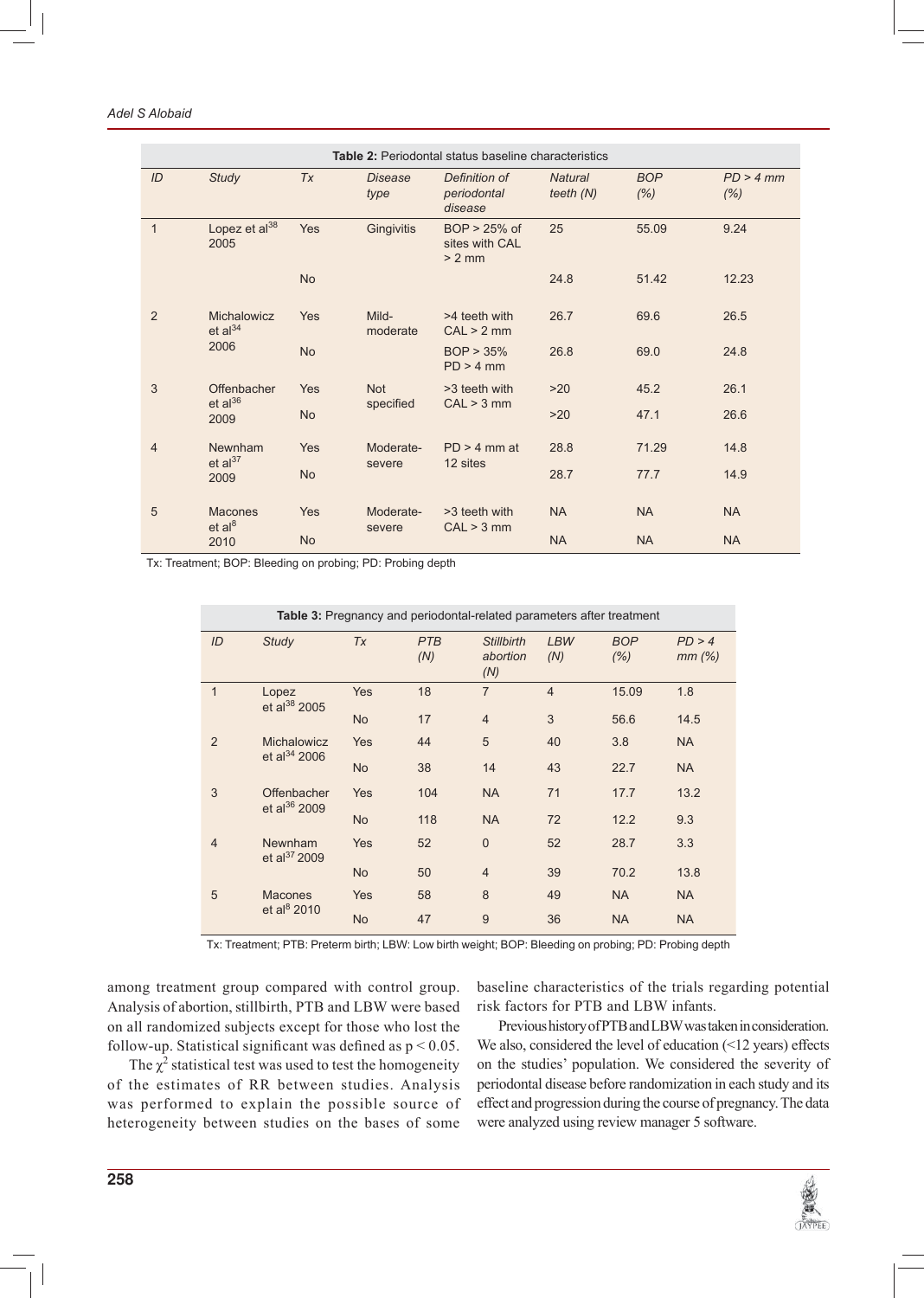**Table 2:** Periodontal status baseline characteristics

| ID | Study | Tx | Disease type | Definition of periodontal disease | Natural teeth (N) | BOP (%) | PD > 4 mm (%) |
|---|---|---|---|---|---|---|---|
| 1 | Lopez et al[38] 2005 | Yes | Gingivitis | BOP > 25% of sites with CAL > 2 mm | 25 | 55.09 | 9.24 |
| | | No | | | 24.8 | 51.42 | 12.23 |
| 2 | Michalowicz et al[34] 2006 | Yes | Mild-moderate | >4 teeth with CAL > 2 mm | 26.7 | 69.6 | 26.5 |
| | | No | | BOP > 35% PD > 4 mm | 26.8 | 69.0 | 24.8 |
| 3 | Offenbacher et al[36] 2009 | Yes | Not specified | >3 teeth with CAL > 3 mm | >20 | 45.2 | 26.1 |
| | | No | | | >20 | 47.1 | 26.6 |
| 4 | Newnham et al[37] 2009 | Yes | Moderate-severe | PD > 4 mm at 12 sites | 28.8 | 71.29 | 14.8 |
| | | No | | | 28.7 | 77.7 | 14.9 |
| 5 | Macones et al[8] 2010 | Yes | Moderate-severe | >3 teeth with CAL > 3 mm | NA | NA | NA |
| | | No | | | NA | NA | NA |

Tx: Treatment; BOP: Bleeding on probing; PD: Probing depth

**Table 3:** Pregnancy and periodontal-related parameters after treatment

| ID | Study | Tx | PTB (N) | Stillbirth abortion (N) | LBW (N) | BOP (%) | PD > 4 mm (%) |
|---|---|---|---|---|---|---|---|
| 1 | Lopez et al[38] 2005 | Yes | 18 | 7 | 4 | 15.09 | 1.8 |
| | | No | 17 | 4 | 3 | 56.6 | 14.5 |
| 2 | Michalowicz et al[34] 2006 | Yes | 44 | 5 | 40 | 3.8 | NA |
| | | No | 38 | 14 | 43 | 22.7 | NA |
| 3 | Offenbacher et al[36] 2009 | Yes | 104 | NA | 71 | 17.7 | 13.2 |
| | | No | 118 | NA | 72 | 12.2 | 9.3 |
| 4 | Newnham et al[37] 2009 | Yes | 52 | 0 | 52 | 28.7 | 3.3 |
| | | No | 50 | 4 | 39 | 70.2 | 13.8 |
| 5 | Macones et al[8] 2010 | Yes | 58 | 8 | 49 | NA | NA |
| | | No | 47 | 9 | 36 | NA | NA |

Tx: Treatment; PTB: Preterm birth; LBW: Low birth weight; BOP: Bleeding on probing; PD: Probing depth

among treatment group compared with control group. Analysis of abortion, stillbirth, PTB and LBW were based on all randomized subjects except for those who lost the follow-up. Statistical significant was defined as $p < 0.05$.

The $\chi^2$ statistical test was used to test the homogeneity of the estimates of RR between studies. Analysis was performed to explain the possible source of heterogeneity between studies on the bases of some baseline characteristics of the trials regarding potential risk factors for PTB and LBW infants.

Previous history of PTB and LBW was taken in consideration. We also, considered the level of education (<12 years) effects on the studies' population. We considered the severity of periodontal disease before randomization in each study and its effect and progression during the course of pregnancy. The data were analyzed using review manager 5 software.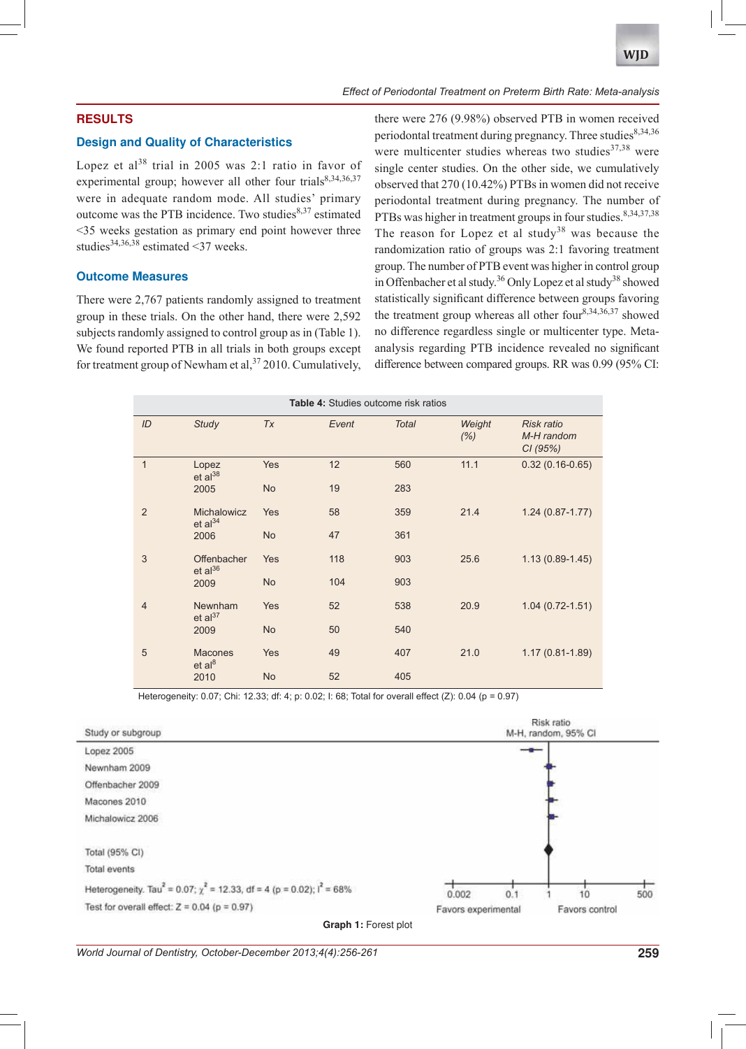## RESULTS

### Design and Quality of Characteristics

Lopez et al[38] trial in 2005 was 2:1 ratio in favor of experimental group; however all other four trials[8,34,36,37] were in adequate random mode. All studies' primary outcome was the PTB incidence. Two studies[8,37] estimated <35 weeks gestation as primary end point however three studies[34,36,38] estimated <37 weeks.

### Outcome Measures

There were 2,767 patients randomly assigned to treatment group in these trials. On the other hand, there were 2,592 subjects randomly assigned to control group as in (Table 1). We found reported PTB in all trials in both groups except for treatment group of Newham et al,[37] 2010. Cumulatively, there were 276 (9.98%) observed PTB in women received periodontal treatment during pregnancy. Three studies[8,34,36] were multicenter studies whereas two studies[37,38] were single center studies. On the other side, we cumulatively observed that 270 (10.42%) PTBs in women did not receive periodontal treatment during pregnancy. The number of PTBs was higher in treatment groups in four studies.[8,34,37,38] The reason for Lopez et al study[38] was because the randomization ratio of groups was 2:1 favoring treatment group. The number of PTB event was higher in control group in Offenbacher et al study.[36] Only Lopez et al study[38] showed statistically significant difference between groups favoring the treatment group whereas all other four[8,34,36,37] showed no difference regardless single or multicenter type. Meta-analysis regarding PTB incidence revealed no significant difference between compared groups. RR was 0.99 (95% CI:

**Table 4:** Studies outcome risk ratios

| ID | Study | Tx | Event | Total | Weight (%) | Risk ratio M-H random CI (95%) |
|---|---|---|---|---|---|---|
| 1 | Lopez et al[38] 2005 | Yes | 12 | 560 | 11.1 | 0.32 (0.16-0.65) |
| | | No | 19 | 283 | | |
| 2 | Michalowicz et al[34] 2006 | Yes | 58 | 359 | 21.4 | 1.24 (0.87-1.77) |
| | | No | 47 | 361 | | |
| 3 | Offenbacher et al[36] 2009 | Yes | 118 | 903 | 25.6 | 1.13 (0.89-1.45) |
| | | No | 104 | 903 | | |
| 4 | Newnham et al[37] 2009 | Yes | 52 | 538 | 20.9 | 1.04 (0.72-1.51) |
| | | No | 50 | 540 | | |
| 5 | Macones et al[8] 2010 | Yes | 49 | 407 | 21.0 | 1.17 (0.81-1.89) |
| | | No | 52 | 405 | | |

Heterogeneity: 0.07; Chi: 12.33; df: 4; p: 0.02; I: 68; Total for overall effect (Z): 0.04 (p = 0.97)

| Study or subgroup | Risk ratio M-H, random, 95% CI |
|---|---|
| Lopez 2005 | |
| Newnham 2009 | |
| Offenbacher 2009 | |
| Macones 2010 | |
| Michalowicz 2006 | |
| Total (95% CI) | |
| Total events | |

Heterogeneity. $Tau^2 = 0.07$; $\chi^2 = 12.33$, df = 4 (p = 0.02); $I^2 = 68\%$

Test for overall effect: Z = 0.04 (p = 0.97)

0.002 0.1 1 10 500

Favors experimental — Favors control

**Graph 1:** Forest plot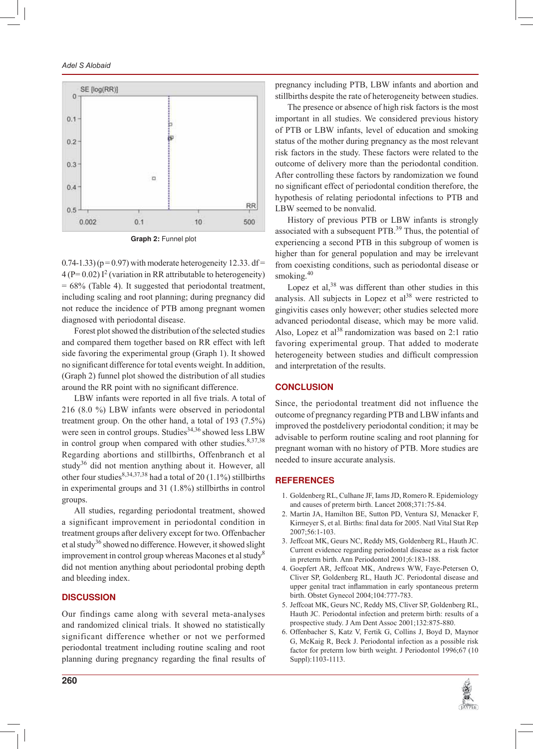Graph 2: Funnel plot

0.74-1.33) (p = 0.97) with moderate heterogeneity 12.33. df = 4 (P= 0.02) $I^2$ (variation in RR attributable to heterogeneity) = 68% (Table 4). It suggested that periodontal treatment, including scaling and root planning; during pregnancy did not reduce the incidence of PTB among pregnant women diagnosed with periodontal disease.

Forest plot showed the distribution of the selected studies and compared them together based on RR effect with left side favoring the experimental group (Graph 1). It showed no significant difference for total events weight. In addition, (Graph 2) funnel plot showed the distribution of all studies around the RR point with no significant difference.

LBW infants were reported in all five trials. A total of 216 (8.0 %) LBW infants were observed in periodontal treatment group. On the other hand, a total of 193 (7.5%) were seen in control groups. Studies[34,36] showed less LBW in control group when compared with other studies.[8,37,38] Regarding abortions and stillbirths, Offenbranch et al study[36] did not mention anything about it. However, all other four studies[8,34,37,38] had a total of 20 (1.1%) stillbirths in experimental groups and 31 (1.8%) stillbirths in control groups.

All studies, regarding periodontal treatment, showed a significant improvement in periodontal condition in treatment groups after delivery except for two. Offenbacher et al study[36] showed no difference. However, it showed slight improvement in control group whereas Macones et al study[8] did not mention anything about periodontal probing depth and bleeding index.

## DISCUSSION

Our findings came along with several meta-analyses and randomized clinical trials. It showed no statistically significant difference whether or not we performed periodontal treatment including routine scaling and root planning during pregnancy regarding the final results of pregnancy including PTB, LBW infants and abortion and stillbirths despite the rate of heterogeneity between studies.

The presence or absence of high risk factors is the most important in all studies. We considered previous history of PTB or LBW infants, level of education and smoking status of the mother during pregnancy as the most relevant risk factors in the study. These factors were related to the outcome of delivery more than the periodontal condition. After controlling these factors by randomization we found no significant effect of periodontal condition therefore, the hypothesis of relating periodontal infections to PTB and LBW seemed to be nonvalid.

History of previous PTB or LBW infants is strongly associated with a subsequent PTB.[39] Thus, the potential of experiencing a second PTB in this subgroup of women is higher than for general population and may be irrelevant from coexisting conditions, such as periodontal disease or smoking.[40]

Lopez et al,[38] was different than other studies in this analysis. All subjects in Lopez et al[38] were restricted to gingivitis cases only however; other studies selected more advanced periodontal disease, which may be more valid. Also, Lopez et al[38] randomization was based on 2:1 ratio favoring experimental group. That added to moderate heterogeneity between studies and difficult compression and interpretation of the results.

## CONCLUSION

Since, the periodontal treatment did not influence the outcome of pregnancy regarding PTB and LBW infants and improved the postdelivery periodontal condition; it may be advisable to perform routine scaling and root planning for pregnant woman with no history of PTB. More studies are needed to insure accurate analysis.

## REFERENCES

1. Goldenberg RL, Culhane JF, Iams JD, Romero R. Epidemiology and causes of preterm birth. Lancet 2008;371:75-84.
2. Martin JA, Hamilton BE, Sutton PD, Ventura SJ, Menacker F, Kirmeyer S, et al. Births: final data for 2005. Natl Vital Stat Rep 2007;56:1-103.
3. Jeffcoat MK, Geurs NC, Reddy MS, Goldenberg RL, Hauth JC. Current evidence regarding periodontal disease as a risk factor in preterm birth. Ann Periodontol 2001;6:183-188.
4. Goepfert AR, Jeffcoat MK, Andrews WW, Faye-Petersen O, Cliver SP, Goldenberg RL, Hauth JC. Periodontal disease and upper genital tract inflammation in early spontaneous preterm birth. Obstet Gynecol 2004;104:777-783.
5. Jeffcoat MK, Geurs NC, Reddy MS, Cliver SP, Goldenberg RL, Hauth JC. Periodontal infection and preterm birth: results of a prospective study. J Am Dent Assoc 2001;132:875-880.
6. Offenbacher S, Katz V, Fertik G, Collins J, Boyd D, Maynor G, McKaig R, Beck J. Periodontal infection as a possible risk factor for preterm low birth weight. J Periodontol 1996;67 (10 Suppl):1103-1113.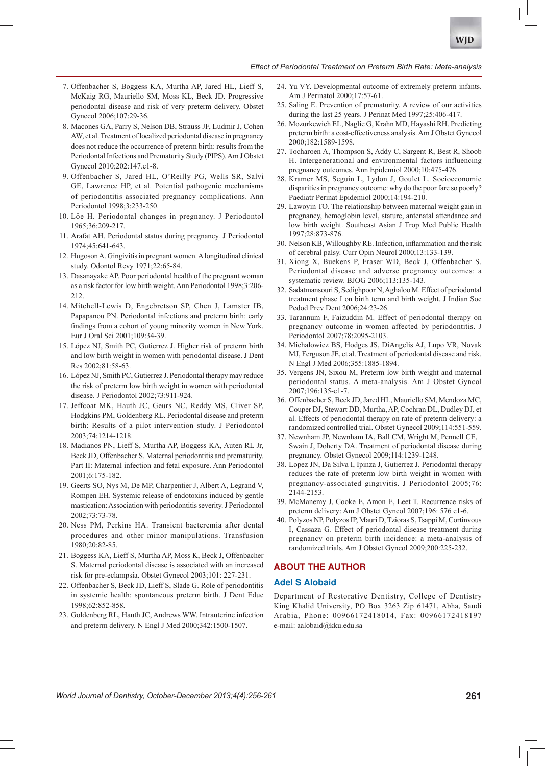7. Offenbacher S, Boggess KA, Murtha AP, Jared HL, Lieff S, McKaig RG, Mauriello SM, Moss KL, Beck JD. Progressive periodontal disease and risk of very preterm delivery. Obstet Gynecol 2006;107:29-36.
8. Macones GA, Parry S, Nelson DB, Strauss JF, Ludmir J, Cohen AW, et al. Treatment of localized periodontal disease in pregnancy does not reduce the occurrence of preterm birth: results from the Periodontal Infections and Prematurity Study (PIPS). Am J Obstet Gynecol 2010;202:147.e1-8.
9. Offenbacher S, Jared HL, O'Reilly PG, Wells SR, Salvi GE, Lawrence HP, et al. Potential pathogenic mechanisms of periodontitis associated pregnancy complications. Ann Periodontol 1998;3:233-250.
10. Löe H. Periodontal changes in pregnancy. J Periodontol 1965;36:209-217.
11. Arafat AH. Periodontal status during pregnancy. J Periodontol 1974;45:641-643.
12. Hugoson A. Gingivitis in pregnant women. A longitudinal clinical study. Odontol Revy 1971;22:65-84.
13. Dasanayake AP. Poor periodontal health of the pregnant woman as a risk factor for low birth weight. Ann Periodontol 1998;3:206-212.
14. Mitchell-Lewis D, Engebretson SP, Chen J, Lamster IB, Papapanou PN. Periodontal infections and preterm birth: early findings from a cohort of young minority women in New York. Eur J Oral Sci 2001;109:34-39.
15. López NJ, Smith PC, Gutierrez J. Higher risk of preterm birth and low birth weight in women with periodontal disease. J Dent Res 2002;81:58-63.
16. López NJ, Smith PC, Gutierrez J. Periodontal therapy may reduce the risk of preterm low birth weight in women with periodontal disease. J Periodontol 2002;73:911-924.
17. Jeffcoat MK, Hauth JC, Geurs NC, Reddy MS, Cliver SP, Hodgkins PM, Goldenberg RL. Periodontal disease and preterm birth: Results of a pilot intervention study. J Periodontol 2003;74:1214-1218.
18. Madianos PN, Lieff S, Murtha AP, Boggess KA, Auten RL Jr, Beck JD, Offenbacher S. Maternal periodontitis and prematurity. Part II: Maternal infection and fetal exposure. Ann Periodontol 2001;6:175-182.
19. Geerts SO, Nys M, De MP, Charpentier J, Albert A, Legrand V, Rompen EH. Systemic release of endotoxins induced by gentle mastication: Association with periodontitis severity. J Periodontol 2002;73:73-78.
20. Ness PM, Perkins HA. Transient bacteremia after dental procedures and other minor manipulations. Transfusion 1980;20:82-85.
21. Boggess KA, Lieff S, Murtha AP, Moss K, Beck J, Offenbacher S. Maternal periodontal disease is associated with an increased risk for pre-eclampsia. Obstet Gynecol 2003;101: 227-231.
22. Offenbacher S, Beck JD, Lieff S, Slade G. Role of periodontitis in systemic health: spontaneous preterm birth. J Dent Educ 1998;62:852-858.
23. Goldenberg RL, Hauth JC, Andrews WW. Intrauterine infection and preterm delivery. N Engl J Med 2000;342:1500-1507.
24. Yu VY. Developmental outcome of extremely preterm infants. Am J Perinatol 2000;17:57-61.
25. Saling E. Prevention of prematurity. A review of our activities during the last 25 years. J Perinat Med 1997;25:406-417.
26. Mozurkewich EL, Naglie G, Krahn MD, Hayashi RH. Predicting preterm birth: a cost-effectiveness analysis. Am J Obstet Gynecol 2000;182:1589-1598.
27. Tocharoen A, Thompson S, Addy C, Sargent R, Best R, Shoob H. Intergenerational and environmental factors influencing pregnancy outcomes. Ann Epidemiol 2000;10:475-476.
28. Kramer MS, Seguin L, Lydon J, Goulet L. Socioeconomic disparities in pregnancy outcome: why do the poor fare so poorly? Paediatr Perinat Epidemiol 2000;14:194-210.
29. Lawoyin TO. The relationship between maternal weight gain in pregnancy, hemoglobin level, stature, antenatal attendance and low birth weight. Southeast Asian J Trop Med Public Health 1997;28:873-876.
30. Nelson KB, Willoughby RE. Infection, inflammation and the risk of cerebral palsy. Curr Opin Neurol 2000;13:133-139.
31. Xiong X, Buekens P, Fraser WD, Beck J, Offenbacher S. Periodontal disease and adverse pregnancy outcomes: a systematic review. BJOG 2006;113:135-143.
32. Sadatmansouri S, Sedighpoor N, Aghaloo M. Effect of periodontal treatment phase I on birth term and birth weight. J Indian Soc Pedod Prev Dent 2006;24:23-26.
33. Tarannum F, Faizuddin M. Effect of periodontal therapy on pregnancy outcome in women affected by periodontitis. J Periodontol 2007;78:2095-2103.
34. Michalowicz BS, Hodges JS, DiAngelis AJ, Lupo VR, Novak MJ, Ferguson JE, et al. Treatment of periodontal disease and risk. N Engl J Med 2006;355:1885-1894.
35. Vergens JN, Sixou M, Preterm low birth weight and maternal periodontal status. A meta-analysis. Am J Obstet Gyncol 2007;196:135-e1-7.
36. Offenbacher S, Beck JD, Jared HL, Mauriello SM, Mendoza MC, Couper DJ, Stewart DD, Murtha, AP, Cochran DL, Dudley DJ, et al. Effects of periodontal therapy on rate of preterm delivery: a randomized controlled trial. Obstet Gynecol 2009;114:551-559.
37. Newnham JP, Newnham IA, Ball CM, Wright M, Pennell CE, Swain J, Doherty DA. Treatment of periodontal disease during pregnancy. Obstet Gynecol 2009;114:1239-1248.
38. Lopez JN, Da Silva I, Ipinza J, Gutierrez J. Periodontal therapy reduces the rate of preterm low birth weight in women with pregnancy-associated gingivitis. J Periodontol 2005;76: 2144-2153.
39. McManemy J, Cooke E, Amon E, Leet T. Recurrence risks of preterm delivery: Am J Obstet Gyncol 2007;196: 576 e1-6.
40. Polyzos NP, Polyzos IP, Mauri D, Tzioras S, Tsappi M, Cortinvous I, Cassaza G. Effect of periodontal disease treatment during pregnancy on preterm birth incidence: a meta-analysis of randomized trials. Am J Obstet Gyncol 2009;200:225-232.

## ABOUT THE AUTHOR

### Adel S Alobaid

Department of Restorative Dentistry, College of Dentistry King Khalid University, PO Box 3263 Zip 61471, Abha, Saudi Arabia, Phone: 00966172418014, Fax: 00966172418197 e-mail: aalobaid@kku.edu.sa